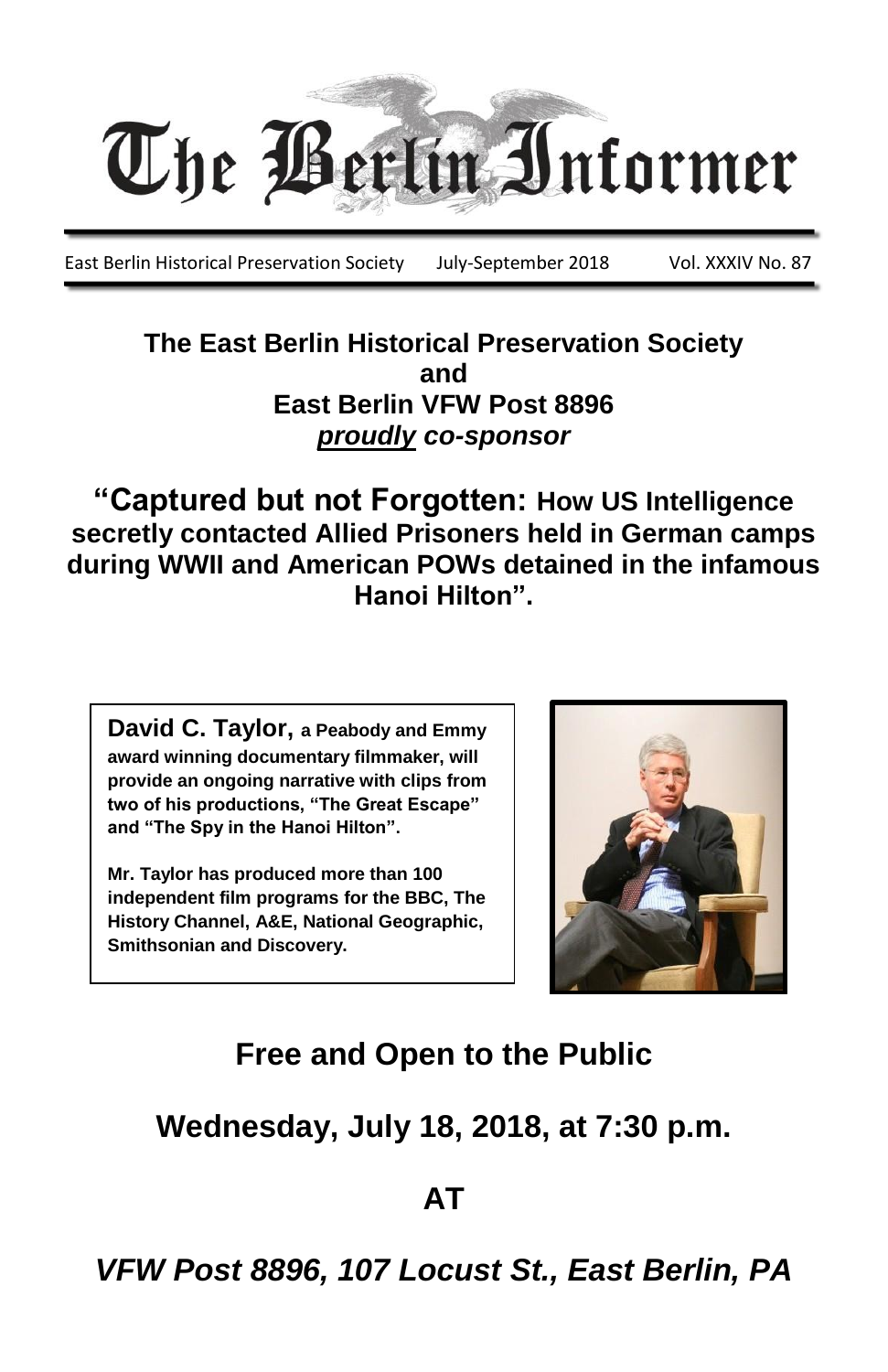# The Berlin Informer

East Berlin Historical Preservation Society    July-September 2018    Vol. XXXIV No. 87

**The East Berlin Historical Preservation Society**
**and**
**East Berlin VFW Post 8896**
***proudly co-sponsor***

## "Captured but not Forgotten: How US Intelligence secretly contacted Allied Prisoners held in German camps during WWII and American POWs detained in the infamous Hanoi Hilton".

**David C. Taylor, a Peabody and Emmy award winning documentary filmmaker, will provide an ongoing narrative with clips from two of his productions, "The Great Escape" and "The Spy in the Hanoi Hilton".**

**Mr. Taylor has produced more than 100 independent film programs for the BBC, The History Channel, A&E, National Geographic, Smithsonian and Discovery.**

## Free and Open to the Public

## Wednesday, July 18, 2018, at 7:30 p.m.

## AT

## *VFW Post 8896, 107 Locust St., East Berlin, PA*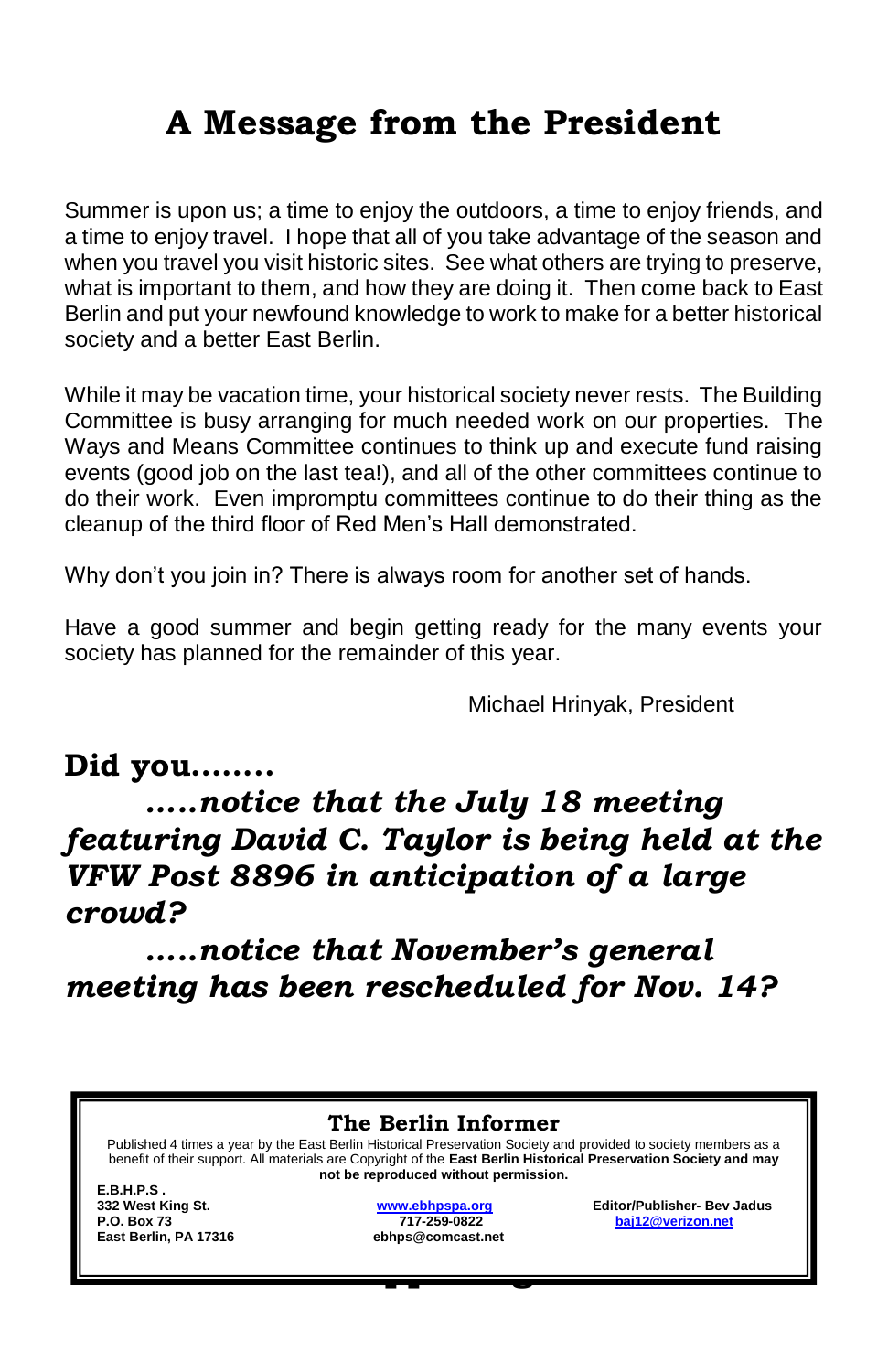# A Message from the President

Summer is upon us; a time to enjoy the outdoors, a time to enjoy friends, and a time to enjoy travel. I hope that all of you take advantage of the season and when you travel you visit historic sites. See what others are trying to preserve, what is important to them, and how they are doing it. Then come back to East Berlin and put your newfound knowledge to work to make for a better historical society and a better East Berlin.

While it may be vacation time, your historical society never rests. The Building Committee is busy arranging for much needed work on our properties. The Ways and Means Committee continues to think up and execute fund raising events (good job on the last tea!), and all of the other committees continue to do their work. Even impromptu committees continue to do their thing as the cleanup of the third floor of Red Men's Hall demonstrated.

Why don't you join in? There is always room for another set of hands.

Have a good summer and begin getting ready for the many events your society has planned for the remainder of this year.

Michael Hrinyak, President

## Did you........

***.....notice that the July 18 meeting featuring David C. Taylor is being held at the VFW Post 8896 in anticipation of a large crowd?***

***.....notice that November's general meeting has been rescheduled for Nov. 14?***

---

**The Berlin Informer**

Published 4 times a year by the East Berlin Historical Preservation Society and provided to society members as a benefit of their support. All materials are Copyright of the **East Berlin Historical Preservation Society and may not be reproduced without permission.**

**E.B.H.P.S .**
**332 West King St.**
**P.O. Box 73**
**East Berlin, PA 17316**

**www.ebhpspa.org**
**717-259-0822**
**ebhps@comcast.net**

**Editor/Publisher- Bev Jadus**
**baj12@verizon.net**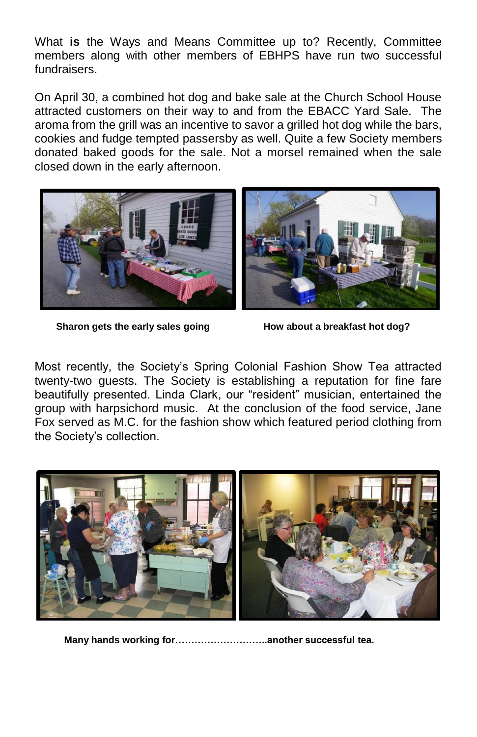What **is** the Ways and Means Committee up to? Recently, Committee members along with other members of EBHPS have run two successful fundraisers.

On April 30, a combined hot dog and bake sale at the Church School House attracted customers on their way to and from the EBACC Yard Sale. The aroma from the grill was an incentive to savor a grilled hot dog while the bars, cookies and fudge tempted passersby as well. Quite a few Society members donated baked goods for the sale. Not a morsel remained when the sale closed down in the early afternoon.

**Sharon gets the early sales going**

**How about a breakfast hot dog?**

Most recently, the Society's Spring Colonial Fashion Show Tea attracted twenty-two guests. The Society is establishing a reputation for fine fare beautifully presented. Linda Clark, our "resident" musician, entertained the group with harpsichord music. At the conclusion of the food service, Jane Fox served as M.C. for the fashion show which featured period clothing from the Society's collection.

**Many hands working for……………………….another successful tea.**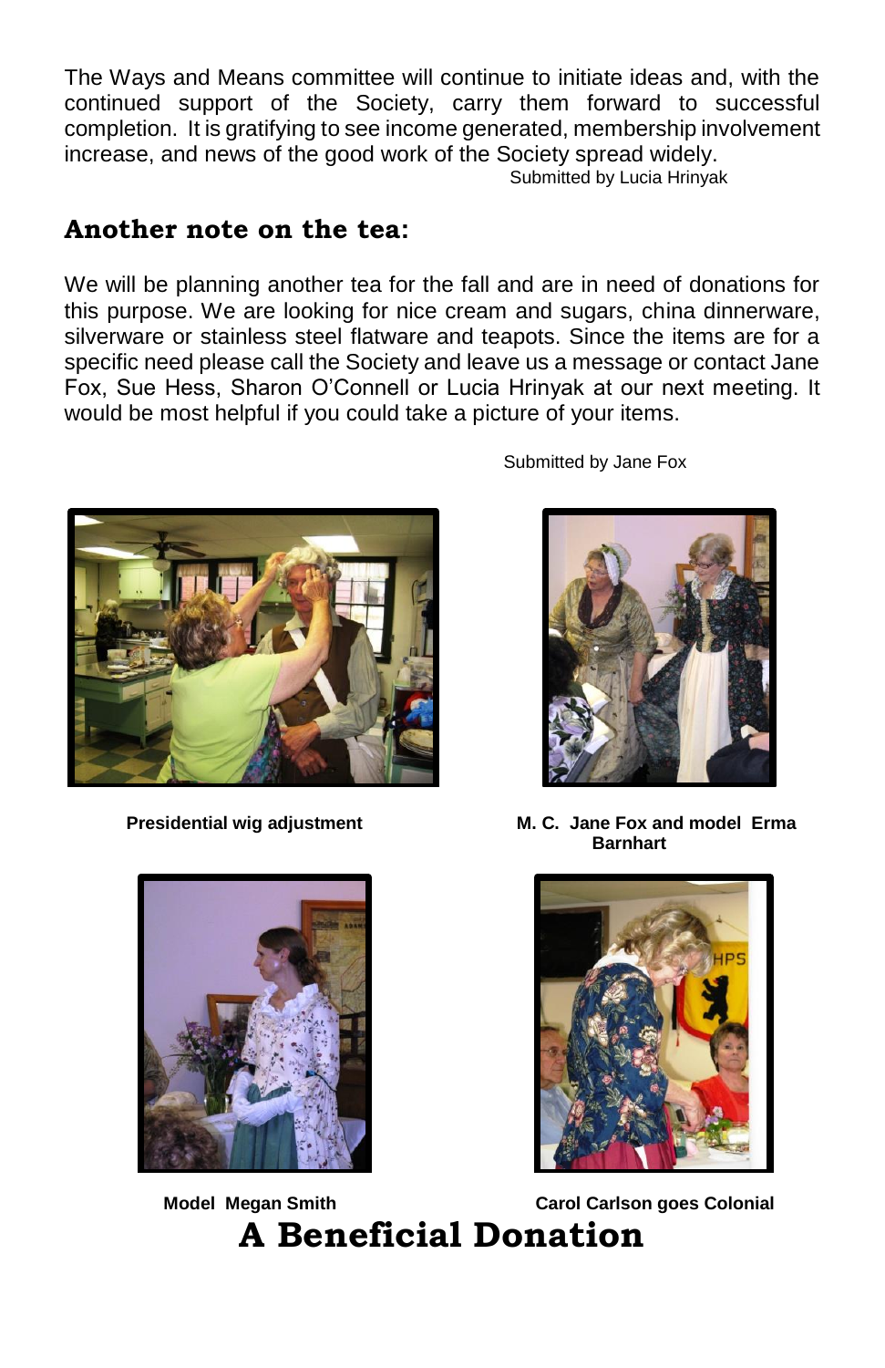The Ways and Means committee will continue to initiate ideas and, with the continued support of the Society, carry them forward to successful completion. It is gratifying to see income generated, membership involvement increase, and news of the good work of the Society spread widely.

Submitted by Lucia Hrinyak

## Another note on the tea:

We will be planning another tea for the fall and are in need of donations for this purpose. We are looking for nice cream and sugars, china dinnerware, silverware or stainless steel flatware and teapots. Since the items are for a specific need please call the Society and leave us a message or contact Jane Fox, Sue Hess, Sharon O'Connell or Lucia Hrinyak at our next meeting. It would be most helpful if you could take a picture of your items.

Submitted by Jane Fox

**Presidential wig adjustment**

**M. C. Jane Fox and model Erma Barnhart**

**Model Megan Smith**

**Carol Carlson goes Colonial**

# A Beneficial Donation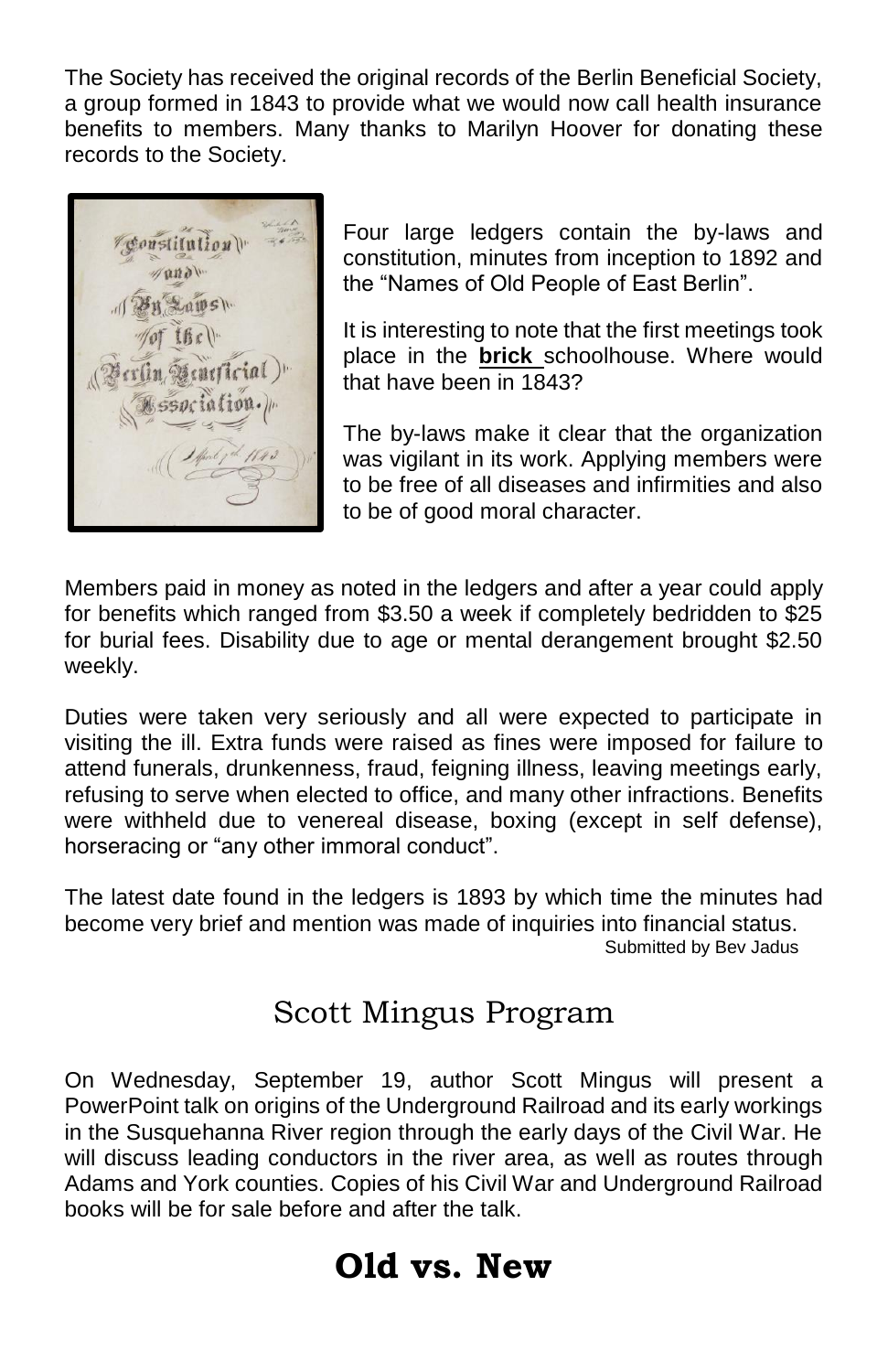The Society has received the original records of the Berlin Beneficial Society, a group formed in 1843 to provide what we would now call health insurance benefits to members. Many thanks to Marilyn Hoover for donating these records to the Society.

Four large ledgers contain the by-laws and constitution, minutes from inception to 1892 and the "Names of Old People of East Berlin".

It is interesting to note that the first meetings took place in the **brick** schoolhouse. Where would that have been in 1843?

The by-laws make it clear that the organization was vigilant in its work. Applying members were to be free of all diseases and infirmities and also to be of good moral character.

Members paid in money as noted in the ledgers and after a year could apply for benefits which ranged from $3.50 a week if completely bedridden to $25 for burial fees. Disability due to age or mental derangement brought $2.50 weekly.

Duties were taken very seriously and all were expected to participate in visiting the ill. Extra funds were raised as fines were imposed for failure to attend funerals, drunkenness, fraud, feigning illness, leaving meetings early, refusing to serve when elected to office, and many other infractions. Benefits were withheld due to venereal disease, boxing (except in self defense), horseracing or "any other immoral conduct".

The latest date found in the ledgers is 1893 by which time the minutes had become very brief and mention was made of inquiries into financial status.

Submitted by Bev Jadus

## Scott Mingus Program

On Wednesday, September 19, author Scott Mingus will present a PowerPoint talk on origins of the Underground Railroad and its early workings in the Susquehanna River region through the early days of the Civil War. He will discuss leading conductors in the river area, as well as routes through Adams and York counties. Copies of his Civil War and Underground Railroad books will be for sale before and after the talk.

# Old vs. New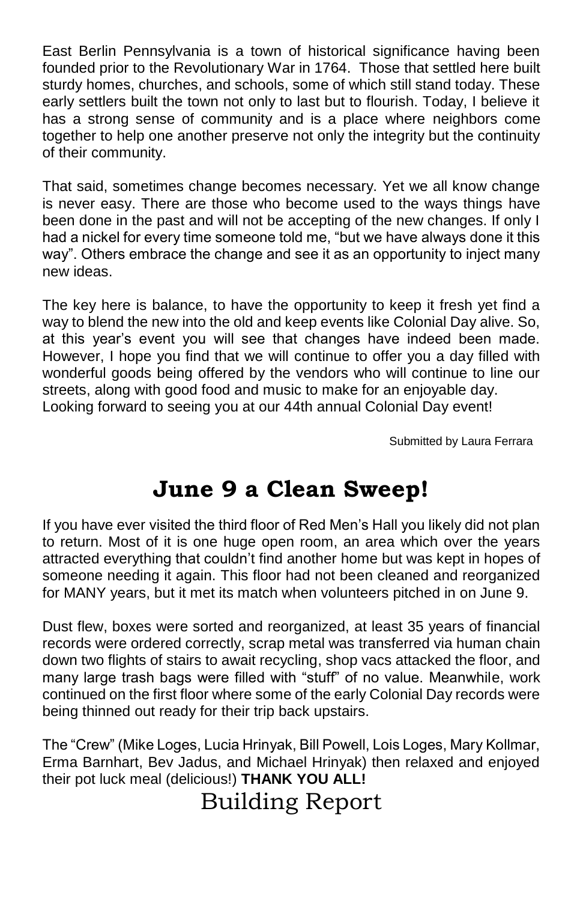East Berlin Pennsylvania is a town of historical significance having been founded prior to the Revolutionary War in 1764. Those that settled here built sturdy homes, churches, and schools, some of which still stand today. These early settlers built the town not only to last but to flourish. Today, I believe it has a strong sense of community and is a place where neighbors come together to help one another preserve not only the integrity but the continuity of their community.

That said, sometimes change becomes necessary. Yet we all know change is never easy. There are those who become used to the ways things have been done in the past and will not be accepting of the new changes. If only I had a nickel for every time someone told me, "but we have always done it this way". Others embrace the change and see it as an opportunity to inject many new ideas.

The key here is balance, to have the opportunity to keep it fresh yet find a way to blend the new into the old and keep events like Colonial Day alive. So, at this year's event you will see that changes have indeed been made. However, I hope you find that we will continue to offer you a day filled with wonderful goods being offered by the vendors who will continue to line our streets, along with good food and music to make for an enjoyable day. Looking forward to seeing you at our 44th annual Colonial Day event!

Submitted by Laura Ferrara

## June 9 a Clean Sweep!

If you have ever visited the third floor of Red Men's Hall you likely did not plan to return. Most of it is one huge open room, an area which over the years attracted everything that couldn't find another home but was kept in hopes of someone needing it again. This floor had not been cleaned and reorganized for MANY years, but it met its match when volunteers pitched in on June 9.

Dust flew, boxes were sorted and reorganized, at least 35 years of financial records were ordered correctly, scrap metal was transferred via human chain down two flights of stairs to await recycling, shop vacs attacked the floor, and many large trash bags were filled with "stuff" of no value. Meanwhile, work continued on the first floor where some of the early Colonial Day records were being thinned out ready for their trip back upstairs.

The "Crew" (Mike Loges, Lucia Hrinyak, Bill Powell, Lois Loges, Mary Kollmar, Erma Barnhart, Bev Jadus, and Michael Hrinyak) then relaxed and enjoyed their pot luck meal (delicious!) **THANK YOU ALL!**

## Building Report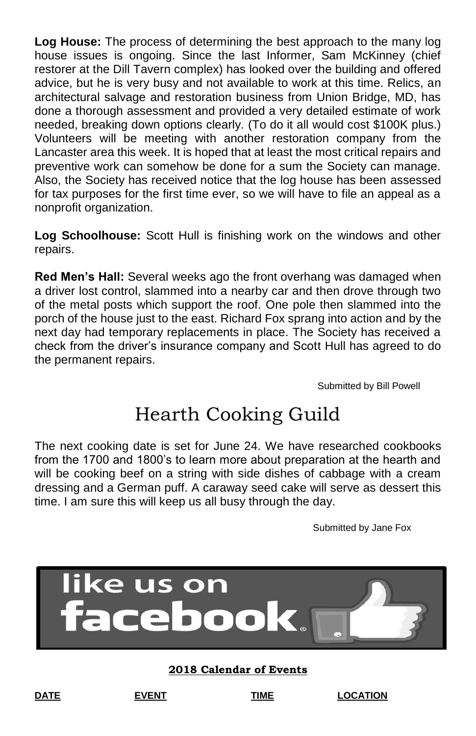**Log House:** The process of determining the best approach to the many log house issues is ongoing. Since the last Informer, Sam McKinney (chief restorer at the Dill Tavern complex) has looked over the building and offered advice, but he is very busy and not available to work at this time. Relics, an architectural salvage and restoration business from Union Bridge, MD, has done a thorough assessment and provided a very detailed estimate of work needed, breaking down options clearly. (To do it all would cost $100K plus.) Volunteers will be meeting with another restoration company from the Lancaster area this week. It is hoped that at least the most critical repairs and preventive work can somehow be done for a sum the Society can manage. Also, the Society has received notice that the log house has been assessed for tax purposes for the first time ever, so we will have to file an appeal as a nonprofit organization.

**Log Schoolhouse:** Scott Hull is finishing work on the windows and other repairs.

**Red Men's Hall:** Several weeks ago the front overhang was damaged when a driver lost control, slammed into a nearby car and then drove through two of the metal posts which support the roof. One pole then slammed into the porch of the house just to the east. Richard Fox sprang into action and by the next day had temporary replacements in place. The Society has received a check from the driver's insurance company and Scott Hull has agreed to do the permanent repairs.

Submitted by Bill Powell

# Hearth Cooking Guild

The next cooking date is set for June 24. We have researched cookbooks from the 1700 and 1800's to learn more about preparation at the hearth and will be cooking beef on a string with side dishes of cabbage with a cream dressing and a German puff. A caraway seed cake will serve as dessert this time. I am sure this will keep us all busy through the day.

Submitted by Jane Fox

like us on facebook

**2018 Calendar of Events**

| DATE | EVENT | TIME | LOCATION |
| --- | --- | --- | --- |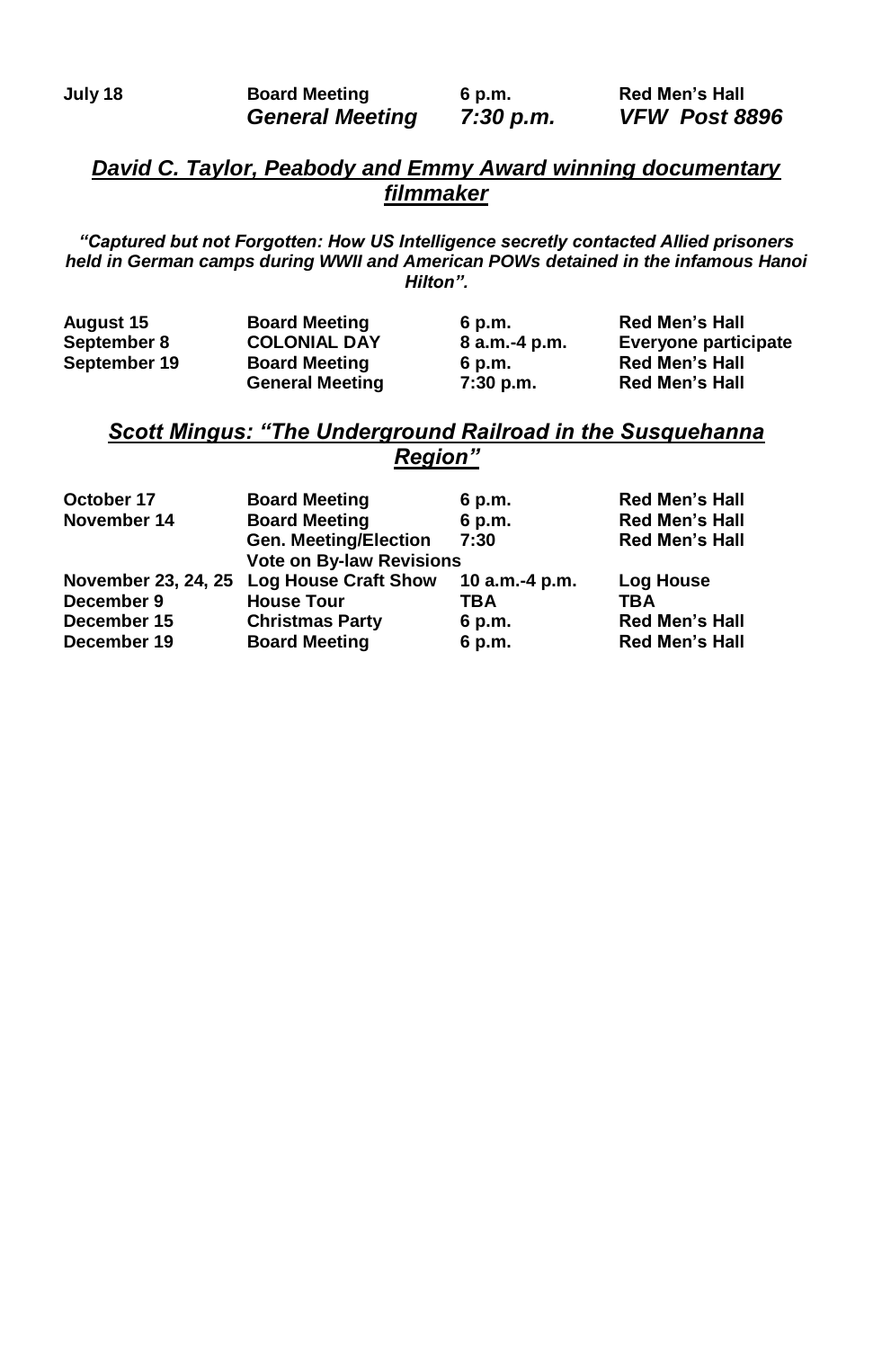| | | | |
|---|---|---|---|
| **July 18** | **Board Meeting** | **6 p.m.** | **Red Men's Hall** |
| | ***General Meeting*** | ***7:30 p.m.*** | ***VFW Post 8896*** |

## ***David C. Taylor, Peabody and Emmy Award winning documentary filmmaker***

***"Captured but not Forgotten: How US Intelligence secretly contacted Allied prisoners held in German camps during WWII and American POWs detained in the infamous Hanoi Hilton".***

| | | | |
|---|---|---|---|
| **August 15** | **Board Meeting** | **6 p.m.** | **Red Men's Hall** |
| **September 8** | **COLONIAL DAY** | **8 a.m.-4 p.m.** | **Everyone participate** |
| **September 19** | **Board Meeting** | **6 p.m.** | **Red Men's Hall** |
| | **General Meeting** | **7:30 p.m.** | **Red Men's Hall** |

## ***Scott Mingus: "The Underground Railroad in the Susquehanna Region"***

| | | | |
|---|---|---|---|
| **October 17** | **Board Meeting** | **6 p.m.** | **Red Men's Hall** |
| **November 14** | **Board Meeting** | **6 p.m.** | **Red Men's Hall** |
| | **Gen. Meeting/Election** | **7:30** | **Red Men's Hall** |
| | **Vote on By-law Revisions** | | |
| **November 23, 24, 25** | **Log House Craft Show** | **10 a.m.-4 p.m.** | **Log House** |
| **December 9** | **House Tour** | **TBA** | **TBA** |
| **December 15** | **Christmas Party** | **6 p.m.** | **Red Men's Hall** |
| **December 19** | **Board Meeting** | **6 p.m.** | **Red Men's Hall** |